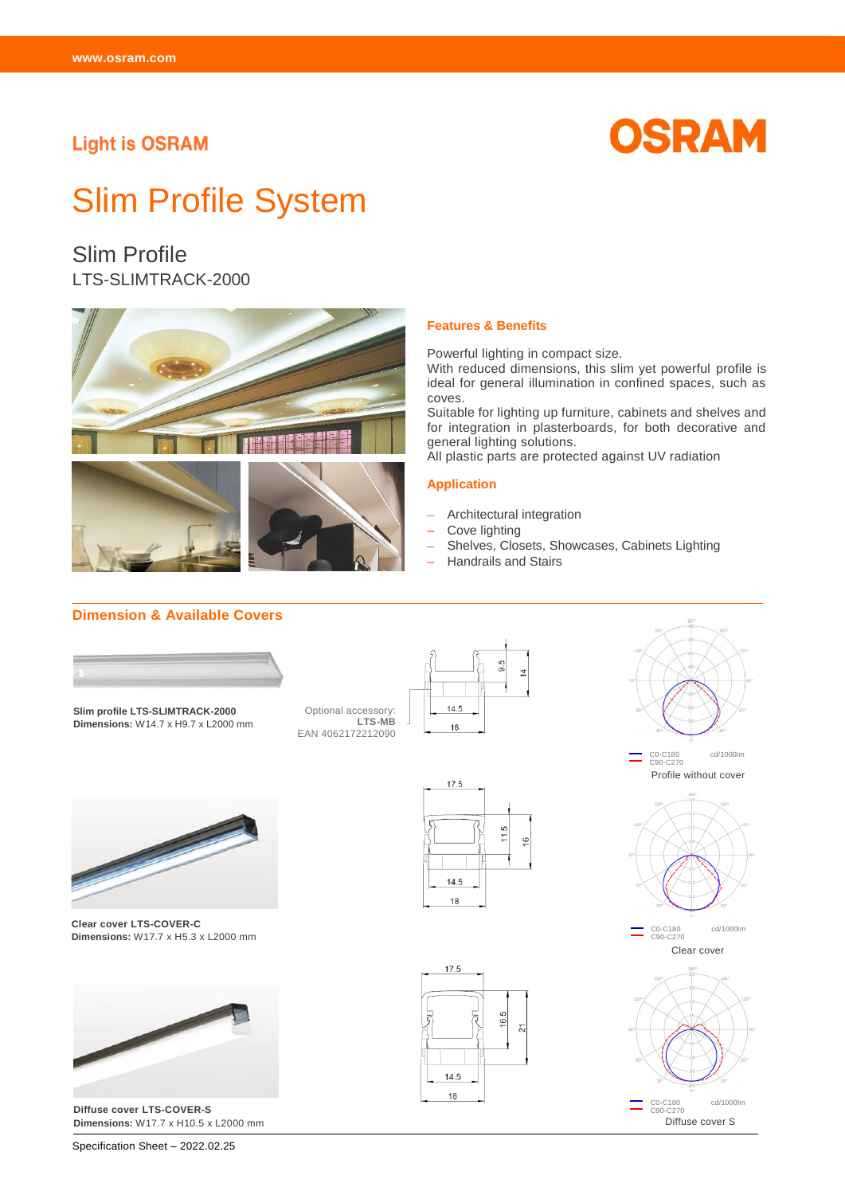Light is OSRAM

OSRAM

# Slim Profile System

## Slim Profile

LTS-SLIMTRACK-2000

### Features & Benefits

Powerful lighting in compact size.
With reduced dimensions, this slim yet powerful profile is ideal for general illumination in confined spaces, such as coves.
Suitable for lighting up furniture, cabinets and shelves and for integration in plasterboards, for both decorative and general lighting solutions.
All plastic parts are protected against UV radiation

### Application

- Architectural integration
- Cove lighting
- Shelves, Closets, Showcases, Cabinets Lighting
- Handrails and Stairs

### Dimension & Available Covers

**Slim profile LTS-SLIMTRACK-2000**
**Dimensions:** W14.7 x H9.7 x L2000 mm

Optional accessory:
**LTS-MB**
EAN 4062172212090

C0-C180 / C90-C270 — cd/1000lm
Profile without cover

**Clear cover LTS-COVER-C**
**Dimensions:** W17.7 x H5.3 x L2000 mm

C0-C180 / C90-C270 — cd/1000lm
Clear cover

**Diffuse cover LTS-COVER-S**
**Dimensions:** W17.7 x H10.5 x L2000 mm

C0-C180 / C90-C270 — cd/1000lm
Diffuse cover S

Specification Sheet – 2022.02.25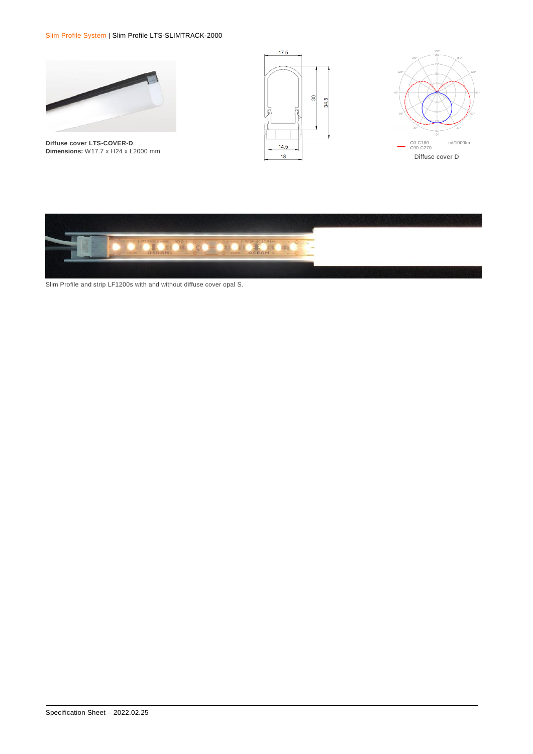Slim Profile System | Slim Profile LTS-SLIMTRACK-2000

**Diffuse cover LTS-COVER-D**
**Dimensions:** W17.7 x H24 x L2000 mm

Diffuse cover D

Slim Profile and strip LF1200s with and without diffuse cover opal S.

Specification Sheet – 2022.02.25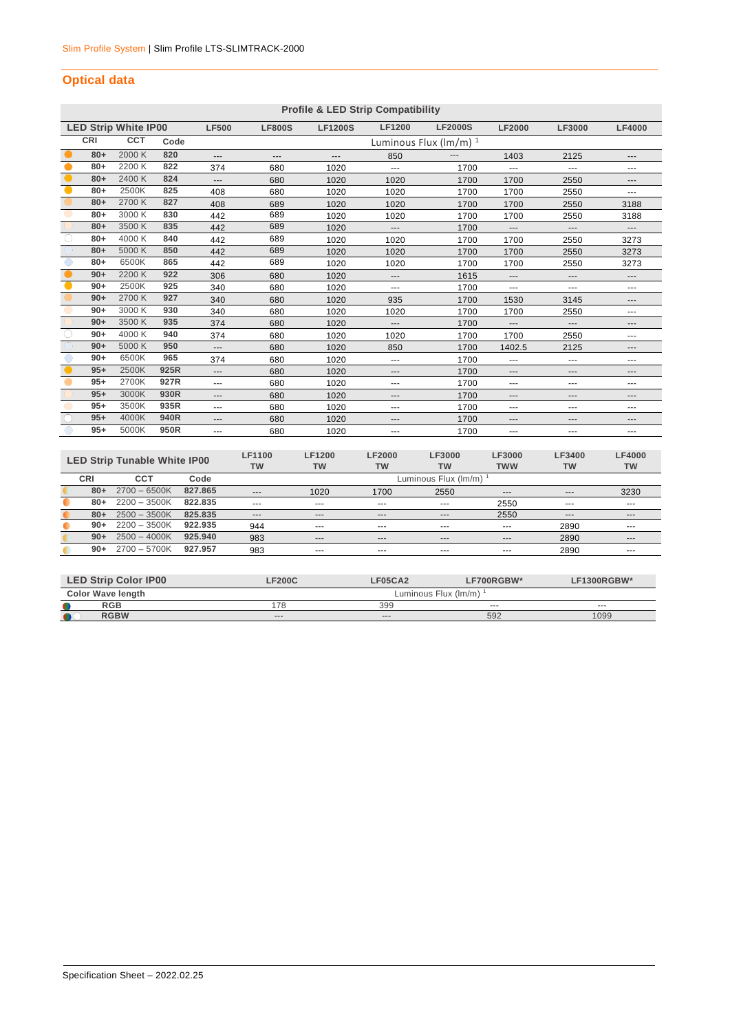Slim Profile System | Slim Profile LTS-SLIMTRACK-2000

## Optical data

**Profile & LED Strip Compatibility**

| LED Strip White IP00 | | | LF500 | LF800S | LF1200S | LF1200 | LF2000S | LF2000 | LF3000 | LF4000 |
|---|---|---|---|---|---|---|---|---|---|---|
| CRI | CCT | Code | Luminous Flux (lm/m) [1] | | | | | | | |
| 80+ | 2000 K | 820 | --- | --- | --- | 850 | --- | 1403 | 2125 | --- |
| 80+ | 2200 K | 822 | 374 | 680 | 1020 | --- | 1700 | --- | --- | --- |
| 80+ | 2400 K | 824 | --- | 680 | 1020 | 1020 | 1700 | 1700 | 2550 | --- |
| 80+ | 2500K | 825 | 408 | 680 | 1020 | 1020 | 1700 | 1700 | 2550 | --- |
| 80+ | 2700 K | 827 | 408 | 689 | 1020 | 1020 | 1700 | 1700 | 2550 | 3188 |
| 80+ | 3000 K | 830 | 442 | 689 | 1020 | 1020 | 1700 | 1700 | 2550 | 3188 |
| 80+ | 3500 K | 835 | 442 | 689 | 1020 | --- | 1700 | --- | --- | --- |
| 80+ | 4000 K | 840 | 442 | 689 | 1020 | 1020 | 1700 | 1700 | 2550 | 3273 |
| 80+ | 5000 K | 850 | 442 | 689 | 1020 | 1020 | 1700 | 1700 | 2550 | 3273 |
| 80+ | 6500K | 865 | 442 | 689 | 1020 | 1020 | 1700 | 1700 | 2550 | 3273 |
| 90+ | 2200 K | 922 | 306 | 680 | 1020 | --- | 1615 | --- | --- | --- |
| 90+ | 2500K | 925 | 340 | 680 | 1020 | --- | 1700 | --- | --- | --- |
| 90+ | 2700 K | 927 | 340 | 680 | 1020 | 935 | 1700 | 1530 | 3145 | --- |
| 90+ | 3000 K | 930 | 340 | 680 | 1020 | 1020 | 1700 | 1700 | 2550 | --- |
| 90+ | 3500 K | 935 | 374 | 680 | 1020 | --- | 1700 | --- | --- | --- |
| 90+ | 4000 K | 940 | 374 | 680 | 1020 | 1020 | 1700 | 1700 | 2550 | --- |
| 90+ | 5000 K | 950 | --- | 680 | 1020 | 850 | 1700 | 1402.5 | 2125 | --- |
| 90+ | 6500K | 965 | 374 | 680 | 1020 | --- | 1700 | --- | --- | --- |
| 95+ | 2500K | 925R | --- | 680 | 1020 | --- | 1700 | --- | --- | --- |
| 95+ | 2700K | 927R | --- | 680 | 1020 | --- | 1700 | --- | --- | --- |
| 95+ | 3000K | 930R | --- | 680 | 1020 | --- | 1700 | --- | --- | --- |
| 95+ | 3500K | 935R | --- | 680 | 1020 | --- | 1700 | --- | --- | --- |
| 95+ | 4000K | 940R | --- | 680 | 1020 | --- | 1700 | --- | --- | --- |
| 95+ | 5000K | 950R | --- | 680 | 1020 | --- | 1700 | --- | --- | --- |

| LED Strip Tunable White IP00 | | | LF1100 TW | LF1200 TW | LF2000 TW | LF3000 TW | LF3000 TWW | LF3400 TW | LF4000 TW |
|---|---|---|---|---|---|---|---|---|---|
| CRI | CCT | Code | Luminous Flux (lm/m) [1] | | | | | | |
| 80+ | 2700 – 6500K | 827.865 | --- | 1020 | 1700 | 2550 | --- | --- | 3230 |
| 80+ | 2200 – 3500K | 822.835 | --- | --- | --- | --- | 2550 | --- | --- |
| 80+ | 2500 – 3500K | 825.835 | --- | --- | --- | --- | 2550 | --- | --- |
| 90+ | 2200 – 3500K | 922.935 | 944 | --- | --- | --- | --- | 2890 | --- |
| 90+ | 2500 – 4000K | 925.940 | 983 | --- | --- | --- | --- | 2890 | --- |
| 90+ | 2700 – 5700K | 927.957 | 983 | --- | --- | --- | --- | 2890 | --- |

| LED Strip Color IP00 | LF200C | LF05CA2 | LF700RGBW* | LF1300RGBW* |
|---|---|---|---|---|
| Color Wave length | Luminous Flux (lm/m) [1] | | | |
| RGB | 178 | 399 | --- | --- |
| RGBW | --- | --- | 592 | 1099 |

Specification Sheet – 2022.02.25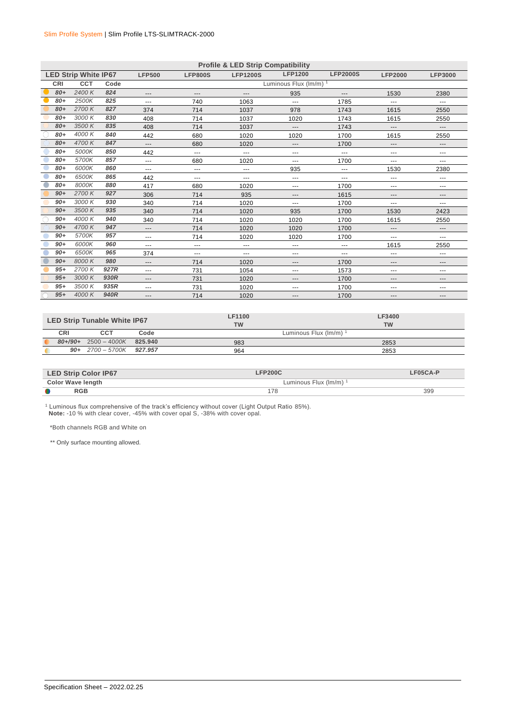Slim Profile System | Slim Profile LTS-SLIMTRACK-2000

| Profile & LED Strip Compatibility | | | | | | | | | |
|---|---|---|---|---|---|---|---|---|---|
| **LED Strip White IP67** | | | **LFP500** | **LFP800S** | **LFP1200S** | **LFP1200** | **LFP2000S** | **LFP2000** | **LFP3000** |
| **CRI** | **CCT** | **Code** | Luminous Flux (lm/m) [1] | | | | | | |
| *80+* | *2400 K* | *824* | --- | --- | --- | 935 | --- | 1530 | 2380 |
| *80+* | *2500K* | *825* | --- | 740 | 1063 | --- | 1785 | --- | --- |
| *80+* | *2700 K* | *827* | 374 | 714 | 1037 | 978 | 1743 | 1615 | 2550 |
| *80+* | *3000 K* | *830* | 408 | 714 | 1037 | 1020 | 1743 | 1615 | 2550 |
| *80+* | *3500 K* | *835* | 408 | 714 | 1037 | --- | 1743 | --- | --- |
| *80+* | *4000 K* | *840* | 442 | 680 | 1020 | 1020 | 1700 | 1615 | 2550 |
| *80+* | *4700 K* | *847* | --- | 680 | 1020 | --- | 1700 | --- | --- |
| *80+* | *5000K* | *850* | 442 | --- | --- | --- | --- | --- | --- |
| *80+* | *5700K* | *857* | --- | 680 | 1020 | --- | 1700 | --- | --- |
| *80+* | *6000K* | *860* | --- | --- | --- | 935 | --- | 1530 | 2380 |
| *80+* | *6500K* | *865* | 442 | --- | --- | --- | --- | --- | --- |
| *80+* | *8000K* | *880* | 417 | 680 | 1020 | --- | 1700 | --- | --- |
| *90+* | *2700 K* | *927* | 306 | 714 | 935 | --- | 1615 | --- | --- |
| *90+* | *3000 K* | *930* | 340 | 714 | 1020 | --- | 1700 | --- | --- |
| *90+* | *3500 K* | *935* | 340 | 714 | 1020 | 935 | 1700 | 1530 | 2423 |
| *90+* | *4000 K* | *940* | 340 | 714 | 1020 | 1020 | 1700 | 1615 | 2550 |
| *90+* | *4700 K* | *947* | --- | 714 | 1020 | 1020 | 1700 | --- | --- |
| *90+* | *5700K* | *957* | --- | 714 | 1020 | 1020 | 1700 | --- | --- |
| *90+* | *6000K* | *960* | --- | --- | --- | --- | --- | 1615 | 2550 |
| *90+* | *6500K* | *965* | 374 | --- | --- | --- | --- | --- | --- |
| *90+* | *8000 K* | *980* | --- | 714 | 1020 | --- | 1700 | --- | --- |
| *95+* | *2700 K* | *927R* | --- | 731 | 1054 | --- | 1573 | --- | --- |
| *95+* | *3000 K* | *930R* | --- | 731 | 1020 | --- | 1700 | --- | --- |
| *95+* | *3500 K* | *935R* | --- | 731 | 1020 | --- | 1700 | --- | --- |
| *95+* | *4000 K* | *940R* | --- | 714 | 1020 | --- | 1700 | --- | --- |

| **LED Strip Tunable White IP67** | | | **LF1100 TW** | **LF3400 TW** |
|---|---|---|---|---|
| **CRI** | **CCT** | **Code** | Luminous Flux (lm/m) [1] | |
| *80+/90+* | *2500 – 4000K* | *825.940* | 983 | 2853 |
| *90+* | *2700 – 5700K* | *927.957* | 964 | 2853 |

| **LED Strip Color IP67** | **LFP200C** | **LF05CA-P** |
|---|---|---|
| **Color Wave length** | Luminous Flux (lm/m) [1] | |
| **RGB** | 178 | 399 |

[1] Luminous flux comprehensive of the track's efficiency without cover (Light Output Ratio 85%).
**Note:** -10 % with clear cover, -45% with cover opal S, -38% with cover opal.

*Both channels RGB and White on

** Only surface mounting allowed.

Specification Sheet – 2022.02.25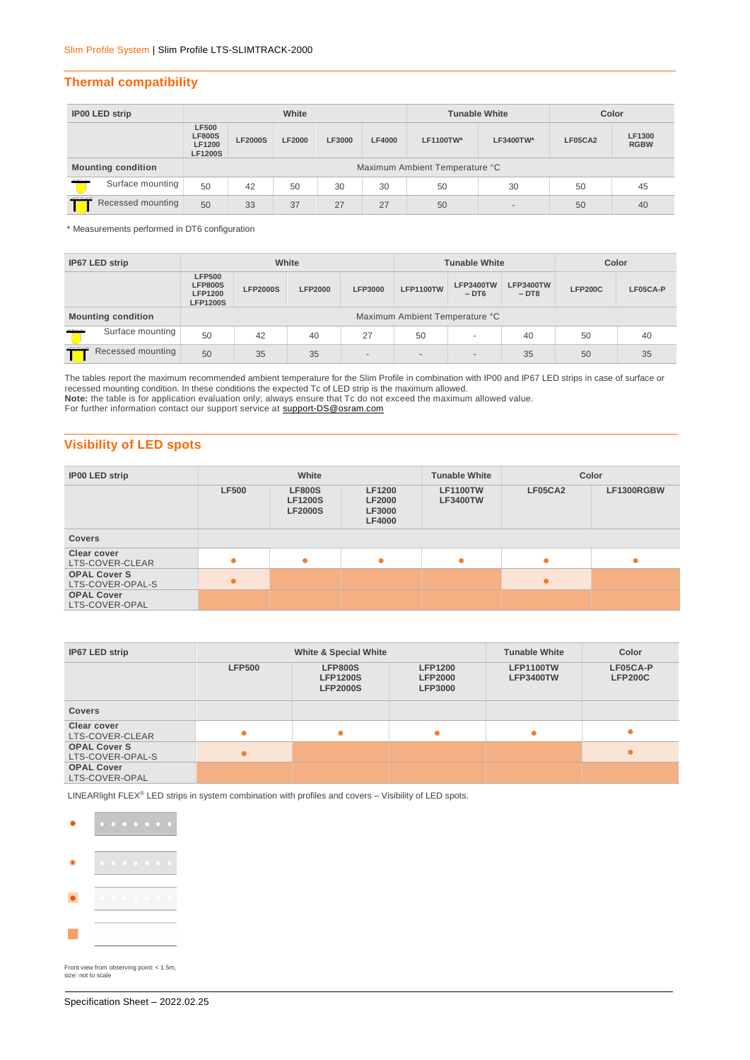## Thermal compatibility

| IP00 LED strip | White | | | | | Tunable White | | Color | |
|---|---|---|---|---|---|---|---|---|---|
| | LF500 LF800S LF1200 LF1200S | LF2000S | LF2000 | LF3000 | LF4000 | LF1100TW* | LF3400TW* | LF05CA2 | LF1300 RGBW |
| **Mounting condition** | Maximum Ambient Temperature °C | | | | | | | | |
| Surface mounting | 50 | 42 | 50 | 30 | 30 | 50 | 30 | 50 | 45 |
| Recessed mounting | 50 | 33 | 37 | 27 | 27 | 50 | - | 50 | 40 |

* Measurements performed in DT6 configuration

| IP67 LED strip | White | | | | Tunable White | | | Color | |
|---|---|---|---|---|---|---|---|---|---|
| | LFP500 LFP800S LFP1200 LFP1200S | LFP2000S | LFP2000 | LFP3000 | LFP1100TW | LFP3400TW – DT6 | LFP3400TW – DT8 | LFP200C | LF05CA-P |
| **Mounting condition** | Maximum Ambient Temperature °C | | | | | | | | |
| Surface mounting | 50 | 42 | 40 | 27 | 50 | - | 40 | 50 | 40 |
| Recessed mounting | 50 | 35 | 35 | - | - | - | 35 | 50 | 35 |

The tables report the maximum recommended ambient temperature for the Slim Profile in combination with IP00 and IP67 LED strips in case of surface or recessed mounting condition. In these conditions the expected Tc of LED strip is the maximum allowed.
**Note:** the table is for application evaluation only; always ensure that Tc do not exceed the maximum allowed value.
For further information contact our support service at support-DS@osram.com

## Visibility of LED spots

| IP00 LED strip | White | | | Tunable White | Color | |
|---|---|---|---|---|---|---|
| | LF500 | LF800S LF1200S LF2000S | LF1200 LF2000 LF3000 LF4000 | LF1100TW LF3400TW | LF05CA2 | LF1300RGBW |
| **Covers** | | | | | | |
| **Clear cover** LTS-COVER-CLEAR | ● | ● | ● | ● | ● | ● |
| **OPAL Cover S** LTS-COVER-OPAL-S | ● | ■ | ■ | ■ | ● | ■ |
| **OPAL Cover** LTS-COVER-OPAL | ■ | ■ | ■ | ■ | ■ | ■ |

| IP67 LED strip | White & Special White | | | Tunable White | Color |
|---|---|---|---|---|---|
| | LFP500 | LFP800S LFP1200S LFP2000S | LFP1200 LFP2000 LFP3000 | LFP1100TW LFP3400TW | LF05CA-P LFP200C |
| **Covers** | | | | | |
| **Clear cover** LTS-COVER-CLEAR | ● | ● | ● | ● | ● |
| **OPAL Cover S** LTS-COVER-OPAL-S | ● | ■ | ■ | ■ | ● |
| **OPAL Cover** LTS-COVER-OPAL | ■ | ■ | ■ | ■ | ■ |

LINEARlight FLEX® LED strips in system combination with profiles and covers – Visibility of LED spots.

Front view from observing point: < 1.5m, size: not to scale

Specification Sheet – 2022.02.25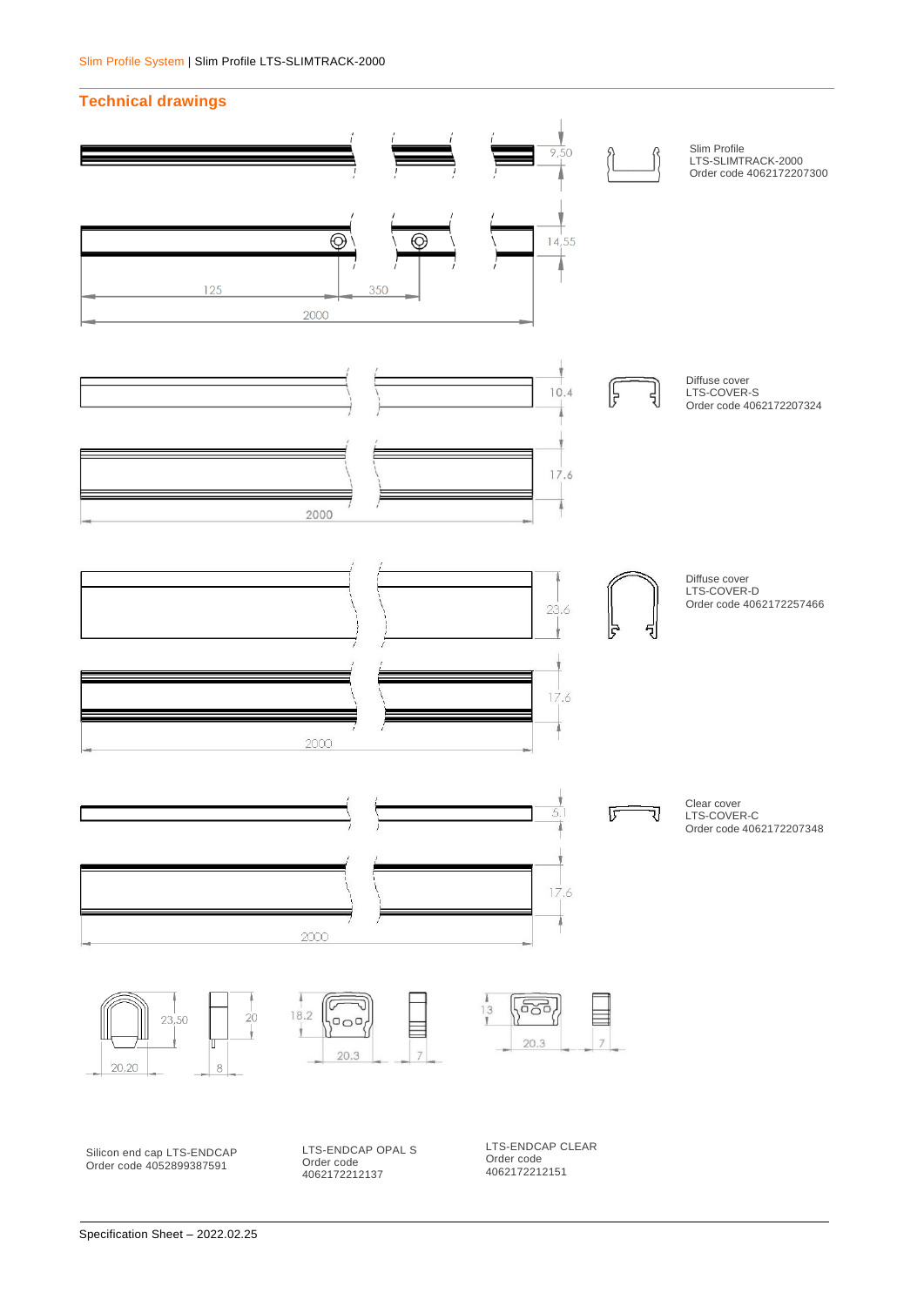## Technical drawings

Slim Profile
LTS-SLIMTRACK-2000
Order code 4062172207300

Diffuse cover
LTS-COVER-S
Order code 4062172207324

Diffuse cover
LTS-COVER-D
Order code 4062172257466

Clear cover
LTS-COVER-C
Order code 4062172207348

Silicon end cap LTS-ENDCAP
Order code 4052899387591

LTS-ENDCAP OPAL S
Order code
4062172212137

LTS-ENDCAP CLEAR
Order code
4062172212151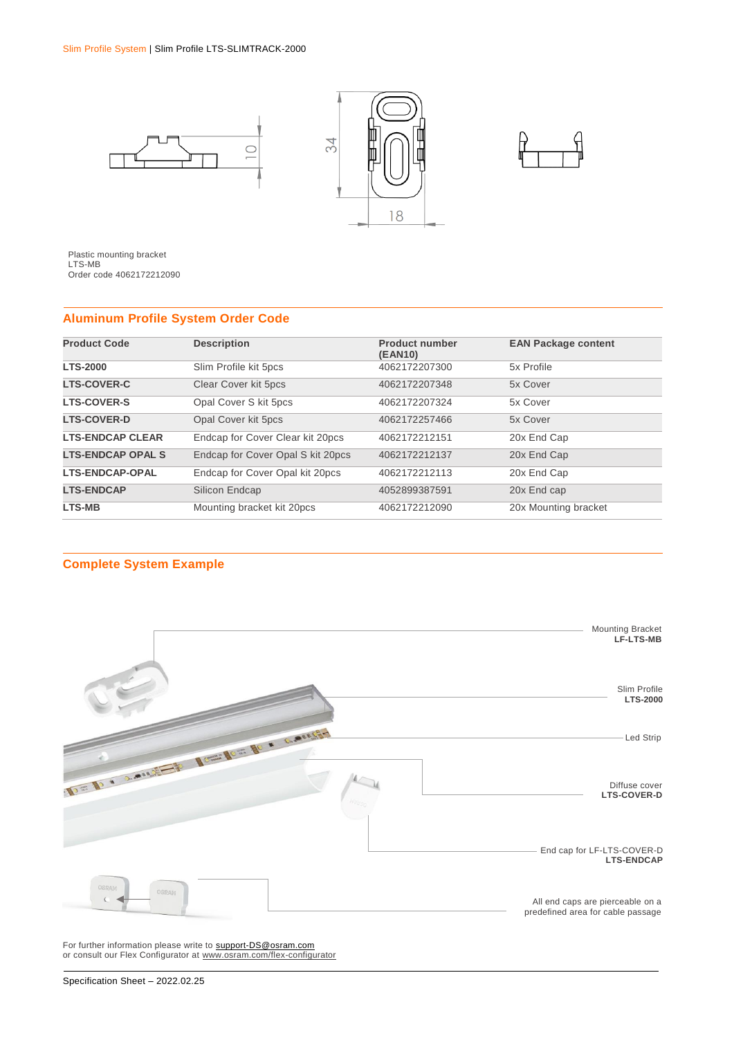Plastic mounting bracket
LTS-MB
Order code 4062172212090

## Aluminum Profile System Order Code

| Product Code | Description | Product number (EAN10) | EAN Package content |
|---|---|---|---|
| **LTS-2000** | Slim Profile kit 5pcs | 4062172207300 | 5x Profile |
| **LTS-COVER-C** | Clear Cover kit 5pcs | 4062172207348 | 5x Cover |
| **LTS-COVER-S** | Opal Cover S kit 5pcs | 4062172207324 | 5x Cover |
| **LTS-COVER-D** | Opal Cover kit 5pcs | 4062172257466 | 5x Cover |
| **LTS-ENDCAP CLEAR** | Endcap for Cover Clear kit 20pcs | 4062172212151 | 20x End Cap |
| **LTS-ENDCAP OPAL S** | Endcap for Cover Opal S kit 20pcs | 4062172212137 | 20x End Cap |
| **LTS-ENDCAP-OPAL** | Endcap for Cover Opal kit 20pcs | 4062172212113 | 20x End Cap |
| **LTS-ENDCAP** | Silicon Endcap | 4052899387591 | 20x End cap |
| **LTS-MB** | Mounting bracket kit 20pcs | 4062172212090 | 20x Mounting bracket |

## Complete System Example

Mounting Bracket
**LF-LTS-MB**

Slim Profile
**LTS-2000**

Led Strip

Diffuse cover
**LTS-COVER-D**

End cap for LF-LTS-COVER-D
**LTS-ENDCAP**

All end caps are pierceable on a predefined area for cable passage

For further information please write to support-DS@osram.com
or consult our Flex Configurator at www.osram.com/flex-configurator

Specification Sheet – 2022.02.25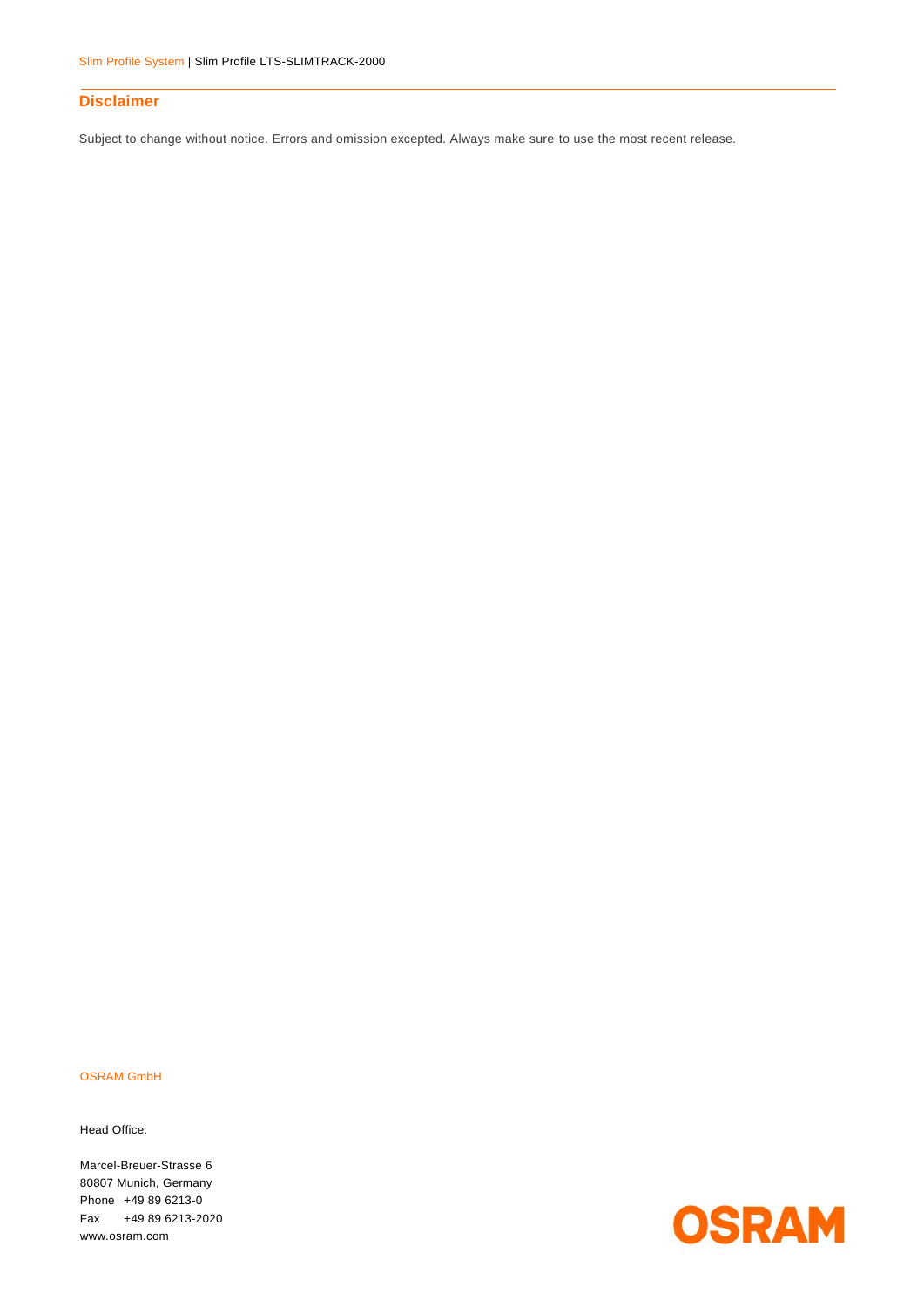## Disclaimer

Subject to change without notice. Errors and omission excepted. Always make sure to use the most recent release.

OSRAM GmbH

Head Office:

Marcel-Breuer-Strasse 6
80807 Munich, Germany
Phone +49 89 6213-0
Fax +49 89 6213-2020
www.osram.com